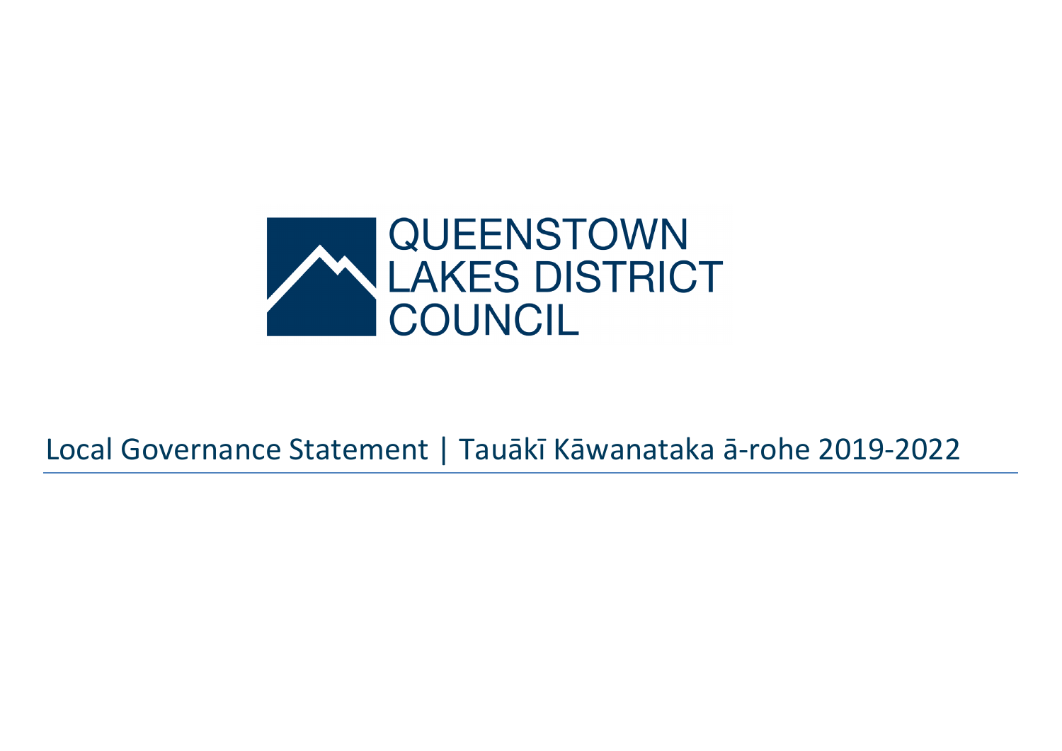QUEENSTOWN LAKES DISTRICT COUNCIL

# Local Governance Statement | Tauākī Kāwanataka ā-rohe 2019-2022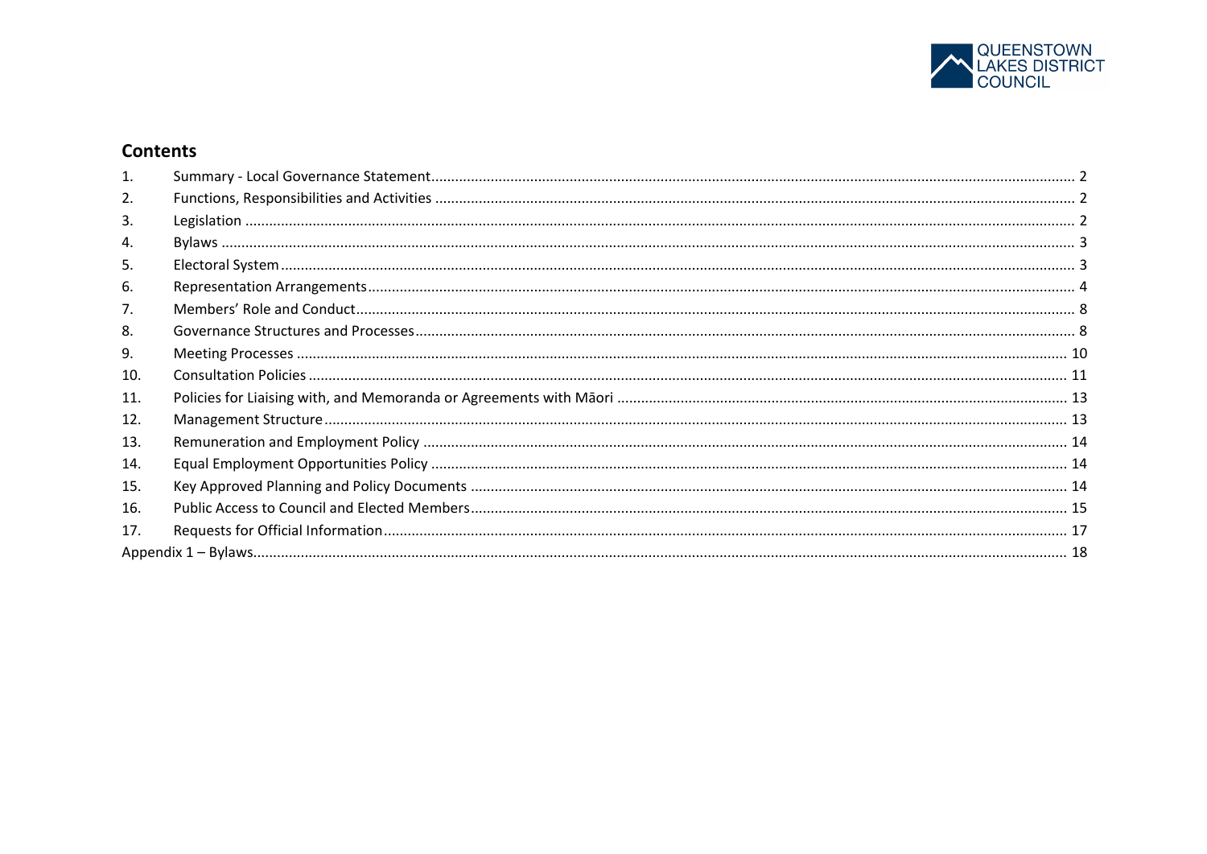## Contents

| | | |
|---|---|---|
| 1. | Summary - Local Governance Statement | 2 |
| 2. | Functions, Responsibilities and Activities | 2 |
| 3. | Legislation | 2 |
| 4. | Bylaws | 3 |
| 5. | Electoral System | 3 |
| 6. | Representation Arrangements | 4 |
| 7. | Members' Role and Conduct | 8 |
| 8. | Governance Structures and Processes | 8 |
| 9. | Meeting Processes | 10 |
| 10. | Consultation Policies | 11 |
| 11. | Policies for Liaising with, and Memoranda or Agreements with Māori | 13 |
| 12. | Management Structure | 13 |
| 13. | Remuneration and Employment Policy | 14 |
| 14. | Equal Employment Opportunities Policy | 14 |
| 15. | Key Approved Planning and Policy Documents | 14 |
| 16. | Public Access to Council and Elected Members | 15 |
| 17. | Requests for Official Information | 17 |
| | Appendix 1 – Bylaws | 18 |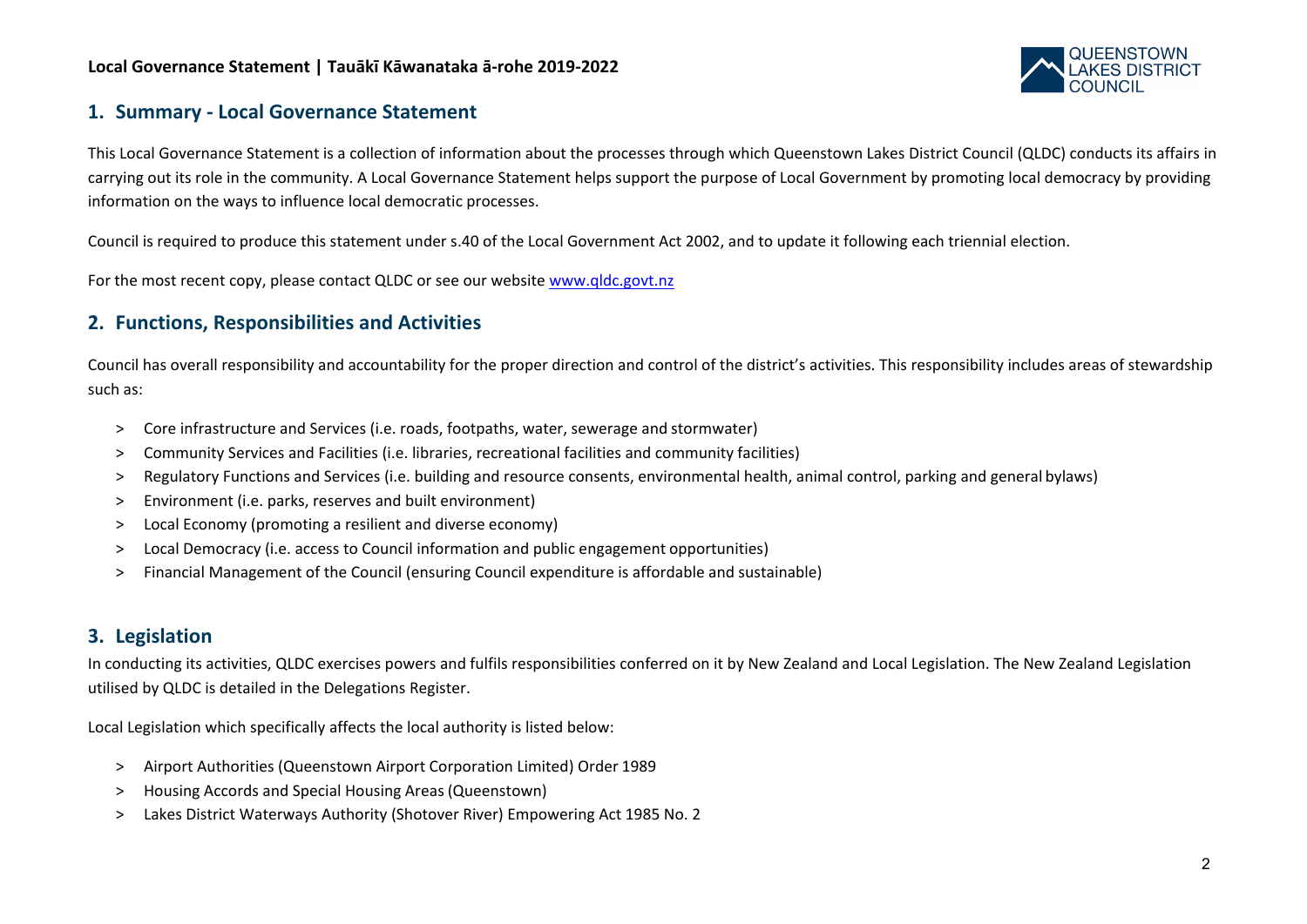## 1. Summary - Local Governance Statement

This Local Governance Statement is a collection of information about the processes through which Queenstown Lakes District Council (QLDC) conducts its affairs in carrying out its role in the community. A Local Governance Statement helps support the purpose of Local Government by promoting local democracy by providing information on the ways to influence local democratic processes.

Council is required to produce this statement under s.40 of the Local Government Act 2002, and to update it following each triennial election.

For the most recent copy, please contact QLDC or see our website www.qldc.govt.nz

## 2. Functions, Responsibilities and Activities

Council has overall responsibility and accountability for the proper direction and control of the district's activities. This responsibility includes areas of stewardship such as:

- Core infrastructure and Services (i.e. roads, footpaths, water, sewerage and stormwater)
- Community Services and Facilities (i.e. libraries, recreational facilities and community facilities)
- Regulatory Functions and Services (i.e. building and resource consents, environmental health, animal control, parking and general bylaws)
- Environment (i.e. parks, reserves and built environment)
- Local Economy (promoting a resilient and diverse economy)
- Local Democracy (i.e. access to Council information and public engagement opportunities)
- Financial Management of the Council (ensuring Council expenditure is affordable and sustainable)

## 3. Legislation

In conducting its activities, QLDC exercises powers and fulfils responsibilities conferred on it by New Zealand and Local Legislation. The New Zealand Legislation utilised by QLDC is detailed in the Delegations Register.

Local Legislation which specifically affects the local authority is listed below:

- Airport Authorities (Queenstown Airport Corporation Limited) Order 1989
- Housing Accords and Special Housing Areas (Queenstown)
- Lakes District Waterways Authority (Shotover River) Empowering Act 1985 No. 2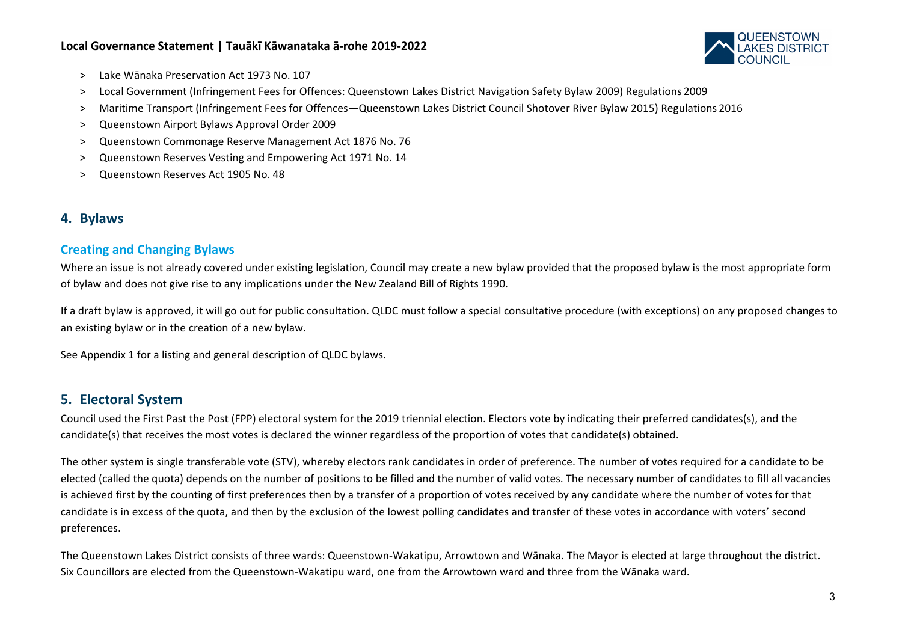- Lake Wānaka Preservation Act 1973 No. 107
- Local Government (Infringement Fees for Offences: Queenstown Lakes District Navigation Safety Bylaw 2009) Regulations 2009
- Maritime Transport (Infringement Fees for Offences—Queenstown Lakes District Council Shotover River Bylaw 2015) Regulations 2016
- Queenstown Airport Bylaws Approval Order 2009
- Queenstown Commonage Reserve Management Act 1876 No. 76
- Queenstown Reserves Vesting and Empowering Act 1971 No. 14
- Queenstown Reserves Act 1905 No. 48

## 4. Bylaws

### Creating and Changing Bylaws

Where an issue is not already covered under existing legislation, Council may create a new bylaw provided that the proposed bylaw is the most appropriate form of bylaw and does not give rise to any implications under the New Zealand Bill of Rights 1990.

If a draft bylaw is approved, it will go out for public consultation. QLDC must follow a special consultative procedure (with exceptions) on any proposed changes to an existing bylaw or in the creation of a new bylaw.

See Appendix 1 for a listing and general description of QLDC bylaws.

## 5. Electoral System

Council used the First Past the Post (FPP) electoral system for the 2019 triennial election. Electors vote by indicating their preferred candidates(s), and the candidate(s) that receives the most votes is declared the winner regardless of the proportion of votes that candidate(s) obtained.

The other system is single transferable vote (STV), whereby electors rank candidates in order of preference. The number of votes required for a candidate to be elected (called the quota) depends on the number of positions to be filled and the number of valid votes. The necessary number of candidates to fill all vacancies is achieved first by the counting of first preferences then by a transfer of a proportion of votes received by any candidate where the number of votes for that candidate is in excess of the quota, and then by the exclusion of the lowest polling candidates and transfer of these votes in accordance with voters' second preferences.

The Queenstown Lakes District consists of three wards: Queenstown-Wakatipu, Arrowtown and Wānaka. The Mayor is elected at large throughout the district. Six Councillors are elected from the Queenstown-Wakatipu ward, one from the Arrowtown ward and three from the Wānaka ward.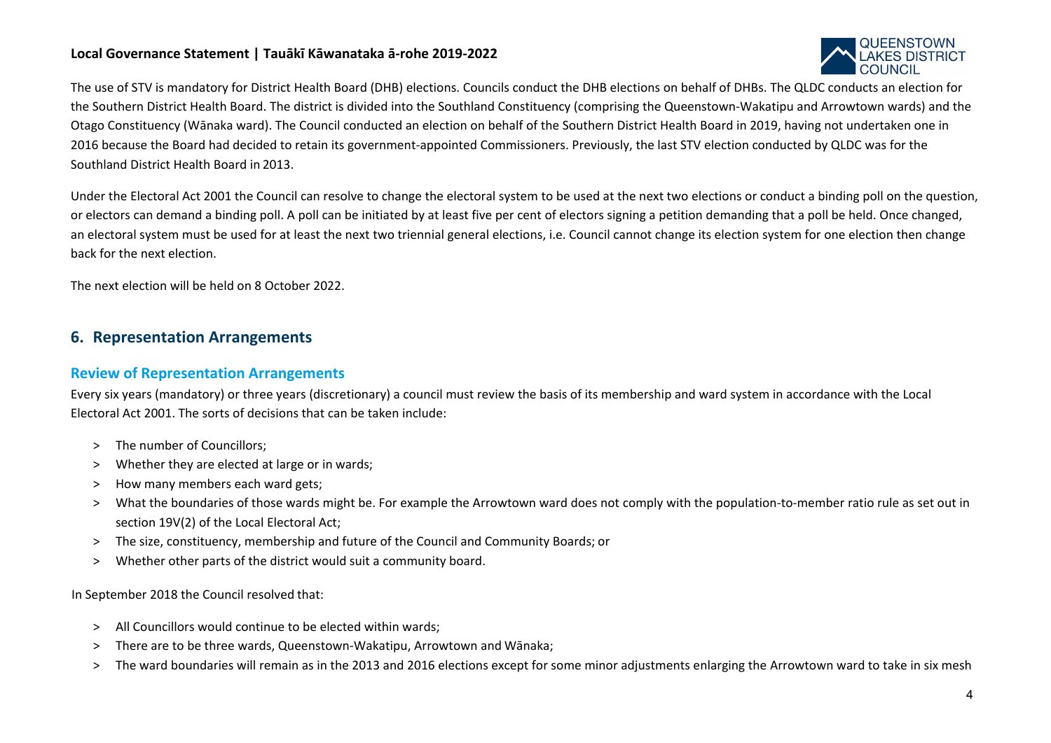The use of STV is mandatory for District Health Board (DHB) elections. Councils conduct the DHB elections on behalf of DHBs. The QLDC conducts an election for the Southern District Health Board. The district is divided into the Southland Constituency (comprising the Queenstown-Wakatipu and Arrowtown wards) and the Otago Constituency (Wānaka ward). The Council conducted an election on behalf of the Southern District Health Board in 2019, having not undertaken one in 2016 because the Board had decided to retain its government-appointed Commissioners. Previously, the last STV election conducted by QLDC was for the Southland District Health Board in 2013.

Under the Electoral Act 2001 the Council can resolve to change the electoral system to be used at the next two elections or conduct a binding poll on the question, or electors can demand a binding poll. A poll can be initiated by at least five per cent of electors signing a petition demanding that a poll be held. Once changed, an electoral system must be used for at least the next two triennial general elections, i.e. Council cannot change its election system for one election then change back for the next election.

The next election will be held on 8 October 2022.

## 6. Representation Arrangements

### Review of Representation Arrangements

Every six years (mandatory) or three years (discretionary) a council must review the basis of its membership and ward system in accordance with the Local Electoral Act 2001. The sorts of decisions that can be taken include:

- The number of Councillors;
- Whether they are elected at large or in wards;
- How many members each ward gets;
- What the boundaries of those wards might be. For example the Arrowtown ward does not comply with the population-to-member ratio rule as set out in section 19V(2) of the Local Electoral Act;
- The size, constituency, membership and future of the Council and Community Boards; or
- Whether other parts of the district would suit a community board.

In September 2018 the Council resolved that:

- All Councillors would continue to be elected within wards;
- There are to be three wards, Queenstown-Wakatipu, Arrowtown and Wānaka;
- The ward boundaries will remain as in the 2013 and 2016 elections except for some minor adjustments enlarging the Arrowtown ward to take in six mesh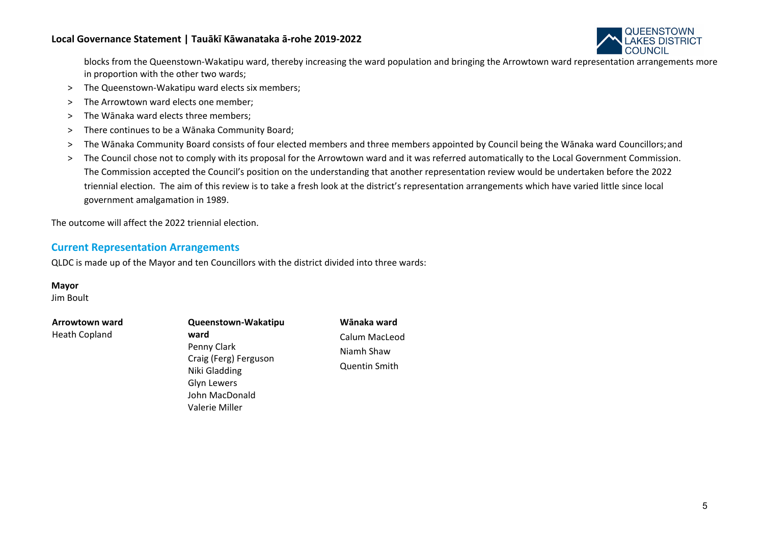blocks from the Queenstown-Wakatipu ward, thereby increasing the ward population and bringing the Arrowtown ward representation arrangements more in proportion with the other two wards;

- The Queenstown-Wakatipu ward elects six members;
- The Arrowtown ward elects one member;
- The Wānaka ward elects three members;
- There continues to be a Wānaka Community Board;
- The Wānaka Community Board consists of four elected members and three members appointed by Council being the Wānaka ward Councillors; and
- The Council chose not to comply with its proposal for the Arrowtown ward and it was referred automatically to the Local Government Commission. The Commission accepted the Council's position on the understanding that another representation review would be undertaken before the 2022 triennial election. The aim of this review is to take a fresh look at the district's representation arrangements which have varied little since local government amalgamation in 1989.

The outcome will affect the 2022 triennial election.

## Current Representation Arrangements

QLDC is made up of the Mayor and ten Councillors with the district divided into three wards:

**Mayor**
Jim Boult

**Arrowtown ward**
Heath Copland

**Queenstown-Wakatipu ward**
Penny Clark
Craig (Ferg) Ferguson
Niki Gladding
Glyn Lewers
John MacDonald
Valerie Miller

**Wānaka ward**
Calum MacLeod
Niamh Shaw
Quentin Smith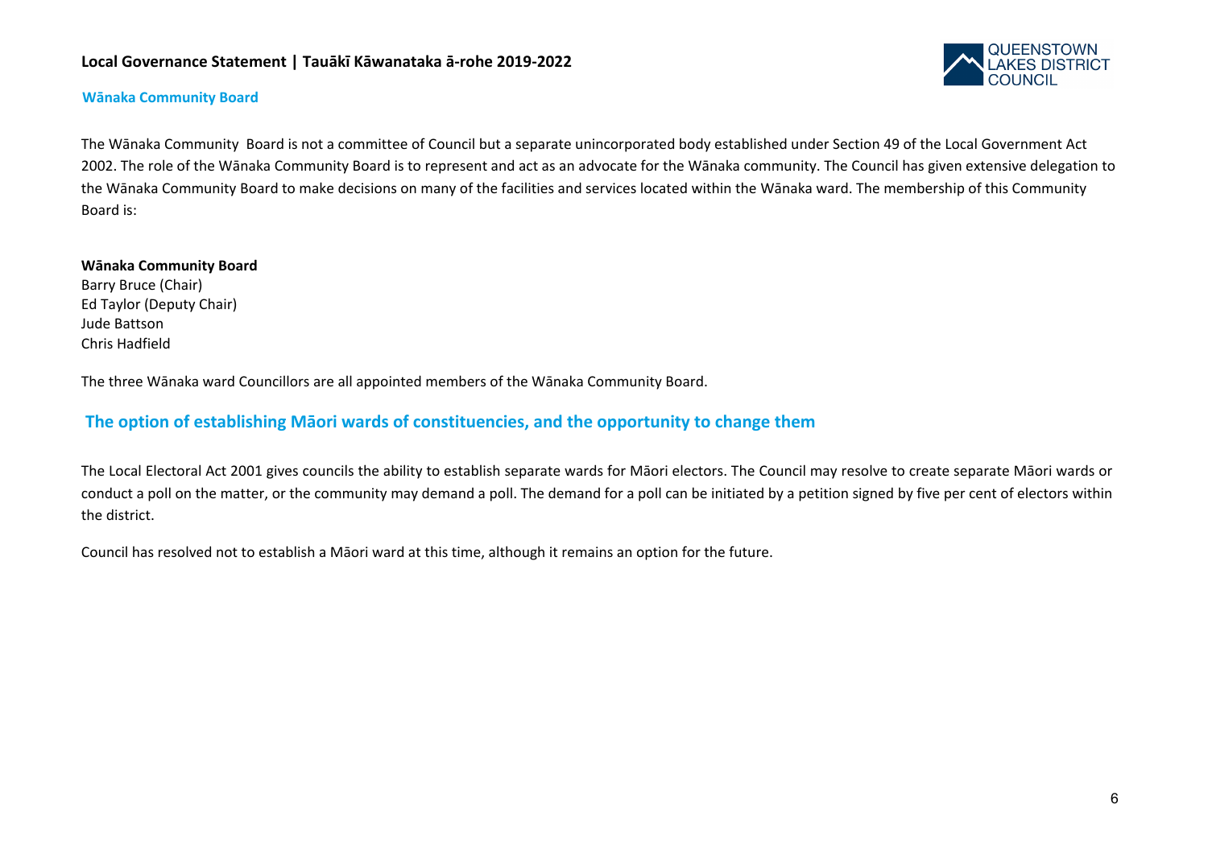### Wānaka Community Board

The Wānaka Community Board is not a committee of Council but a separate unincorporated body established under Section 49 of the Local Government Act 2002. The role of the Wānaka Community Board is to represent and act as an advocate for the Wānaka community. The Council has given extensive delegation to the Wānaka Community Board to make decisions on many of the facilities and services located within the Wānaka ward. The membership of this Community Board is:

**Wānaka Community Board**
Barry Bruce (Chair)
Ed Taylor (Deputy Chair)
Jude Battson
Chris Hadfield

The three Wānaka ward Councillors are all appointed members of the Wānaka Community Board.

## The option of establishing Māori wards of constituencies, and the opportunity to change them

The Local Electoral Act 2001 gives councils the ability to establish separate wards for Māori electors. The Council may resolve to create separate Māori wards or conduct a poll on the matter, or the community may demand a poll. The demand for a poll can be initiated by a petition signed by five per cent of electors within the district.

Council has resolved not to establish a Māori ward at this time, although it remains an option for the future.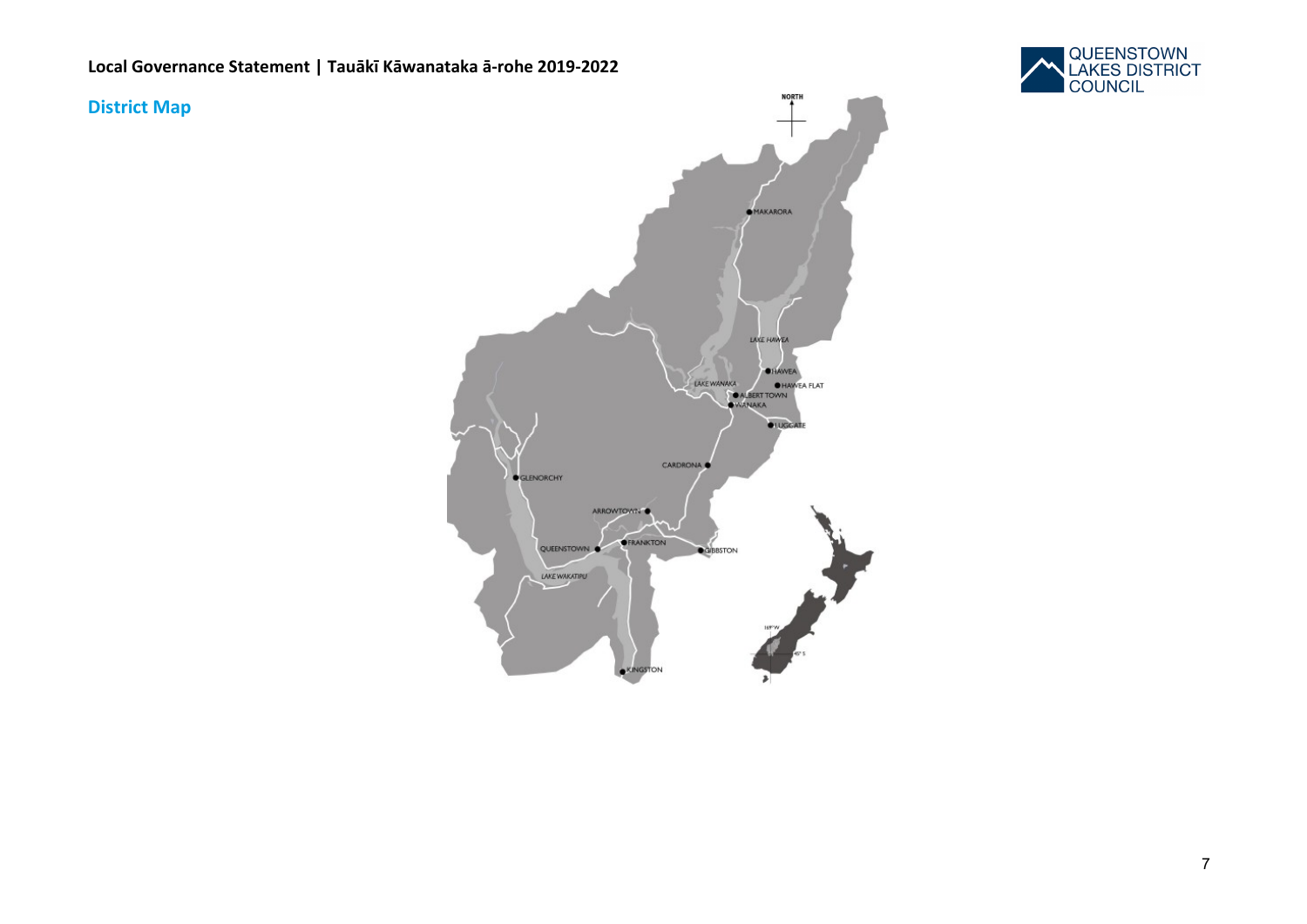## District Map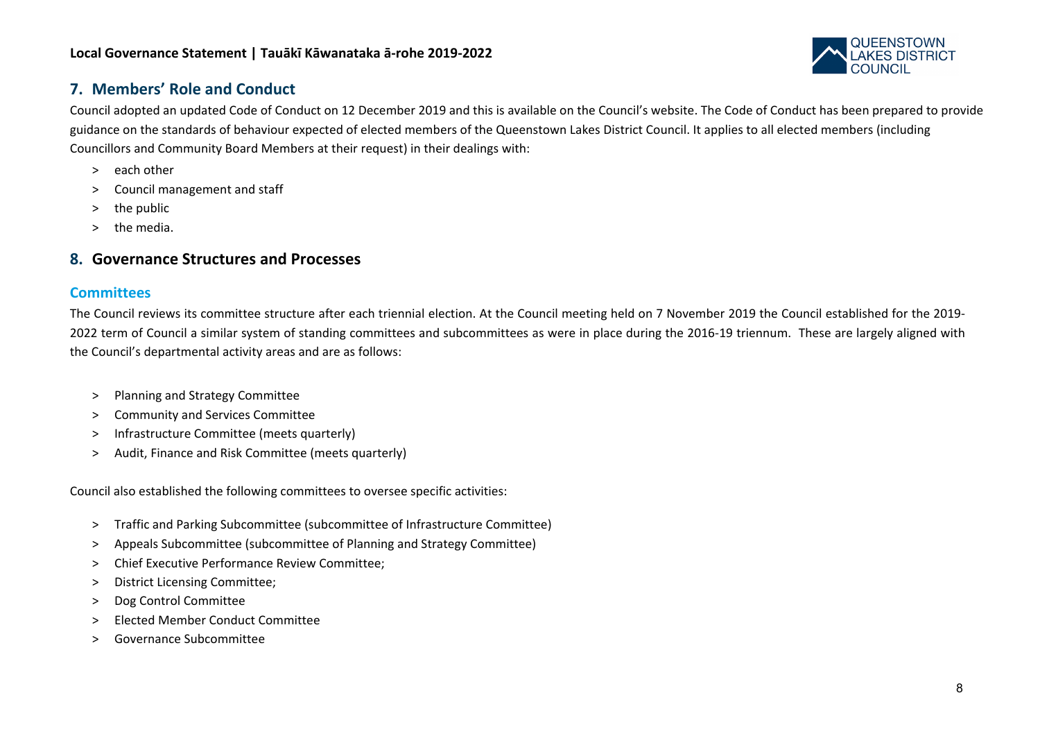## 7. Members' Role and Conduct

Council adopted an updated Code of Conduct on 12 December 2019 and this is available on the Council's website. The Code of Conduct has been prepared to provide guidance on the standards of behaviour expected of elected members of the Queenstown Lakes District Council. It applies to all elected members (including Councillors and Community Board Members at their request) in their dealings with:

- each other
- Council management and staff
- the public
- the media.

## 8. Governance Structures and Processes

### Committees

The Council reviews its committee structure after each triennial election. At the Council meeting held on 7 November 2019 the Council established for the 2019-2022 term of Council a similar system of standing committees and subcommittees as were in place during the 2016-19 triennum. These are largely aligned with the Council's departmental activity areas and are as follows:

- Planning and Strategy Committee
- Community and Services Committee
- Infrastructure Committee (meets quarterly)
- Audit, Finance and Risk Committee (meets quarterly)

Council also established the following committees to oversee specific activities:

- Traffic and Parking Subcommittee (subcommittee of Infrastructure Committee)
- Appeals Subcommittee (subcommittee of Planning and Strategy Committee)
- Chief Executive Performance Review Committee;
- District Licensing Committee;
- Dog Control Committee
- Elected Member Conduct Committee
- Governance Subcommittee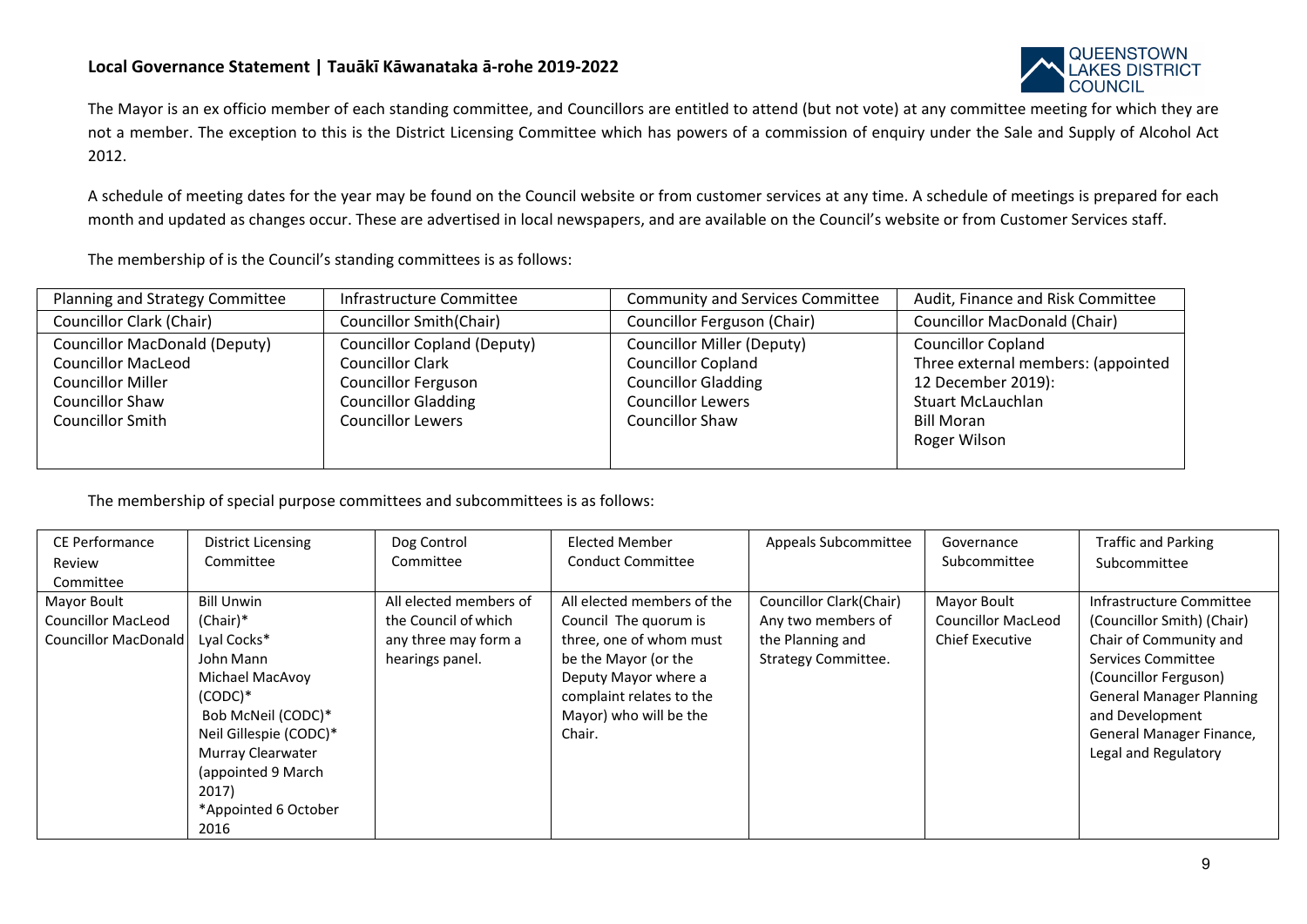The Mayor is an ex officio member of each standing committee, and Councillors are entitled to attend (but not vote) at any committee meeting for which they are not a member. The exception to this is the District Licensing Committee which has powers of a commission of enquiry under the Sale and Supply of Alcohol Act 2012.

A schedule of meeting dates for the year may be found on the Council website or from customer services at any time. A schedule of meetings is prepared for each month and updated as changes occur. These are advertised in local newspapers, and are available on the Council's website or from Customer Services staff.

The membership of is the Council's standing committees is as follows:

| Planning and Strategy Committee | Infrastructure Committee | Community and Services Committee | Audit, Finance and Risk Committee |
|---|---|---|---|
| Councillor Clark (Chair) | Councillor Smith(Chair) | Councillor Ferguson (Chair) | Councillor MacDonald (Chair) |
| Councillor MacDonald (Deputy)<br>Councillor MacLeod<br>Councillor Miller<br>Councillor Shaw<br>Councillor Smith | Councillor Copland (Deputy)<br>Councillor Clark<br>Councillor Ferguson<br>Councillor Gladding<br>Councillor Lewers | Councillor Miller (Deputy)<br>Councillor Copland<br>Councillor Gladding<br>Councillor Lewers<br>Councillor Shaw | Councillor Copland<br>Three external members: (appointed 12 December 2019):<br>Stuart McLauchlan<br>Bill Moran<br>Roger Wilson |

The membership of special purpose committees and subcommittees is as follows:

| CE Performance Review Committee | District Licensing Committee | Dog Control Committee | Elected Member Conduct Committee | Appeals Subcommittee | Governance Subcommittee | Traffic and Parking Subcommittee |
|---|---|---|---|---|---|---|
| Mayor Boult<br>Councillor MacLeod<br>Councillor MacDonald | Bill Unwin (Chair)*<br>Lyal Cocks*<br>John Mann<br>Michael MacAvoy (CODC)*<br>Bob McNeil (CODC)*<br>Neil Gillespie (CODC)*<br>Murray Clearwater (appointed 9 March 2017)<br>*Appointed 6 October 2016 | All elected members of the Council of which any three may form a hearings panel. | All elected members of the Council The quorum is three, one of whom must be the Mayor (or the Deputy Mayor where a complaint relates to the Mayor) who will be the Chair. | Councillor Clark(Chair)<br>Any two members of the Planning and Strategy Committee. | Mayor Boult<br>Councillor MacLeod<br>Chief Executive | Infrastructure Committee (Councillor Smith) (Chair)<br>Chair of Community and Services Committee (Councillor Ferguson)<br>General Manager Planning and Development<br>General Manager Finance, Legal and Regulatory |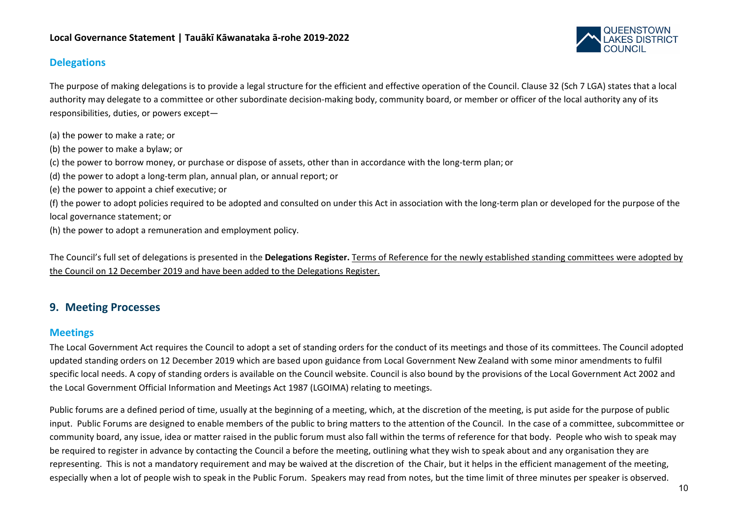## Delegations

The purpose of making delegations is to provide a legal structure for the efficient and effective operation of the Council. Clause 32 (Sch 7 LGA) states that a local authority may delegate to a committee or other subordinate decision-making body, community board, or member or officer of the local authority any of its responsibilities, duties, or powers except—

(a) the power to make a rate; or

(b) the power to make a bylaw; or

(c) the power to borrow money, or purchase or dispose of assets, other than in accordance with the long-term plan; or

(d) the power to adopt a long-term plan, annual plan, or annual report; or

(e) the power to appoint a chief executive; or

(f) the power to adopt policies required to be adopted and consulted on under this Act in association with the long-term plan or developed for the purpose of the local governance statement; or

(h) the power to adopt a remuneration and employment policy.

The Council's full set of delegations is presented in the **Delegations Register.** Terms of Reference for the newly established standing committees were adopted by the Council on 12 December 2019 and have been added to the Delegations Register.

# 9. Meeting Processes

## Meetings

The Local Government Act requires the Council to adopt a set of standing orders for the conduct of its meetings and those of its committees. The Council adopted updated standing orders on 12 December 2019 which are based upon guidance from Local Government New Zealand with some minor amendments to fulfil specific local needs. A copy of standing orders is available on the Council website. Council is also bound by the provisions of the Local Government Act 2002 and the Local Government Official Information and Meetings Act 1987 (LGOIMA) relating to meetings.

Public forums are a defined period of time, usually at the beginning of a meeting, which, at the discretion of the meeting, is put aside for the purpose of public input. Public Forums are designed to enable members of the public to bring matters to the attention of the Council. In the case of a committee, subcommittee or community board, any issue, idea or matter raised in the public forum must also fall within the terms of reference for that body. People who wish to speak may be required to register in advance by contacting the Council a before the meeting, outlining what they wish to speak about and any organisation they are representing. This is not a mandatory requirement and may be waived at the discretion of the Chair, but it helps in the efficient management of the meeting, especially when a lot of people wish to speak in the Public Forum. Speakers may read from notes, but the time limit of three minutes per speaker is observed.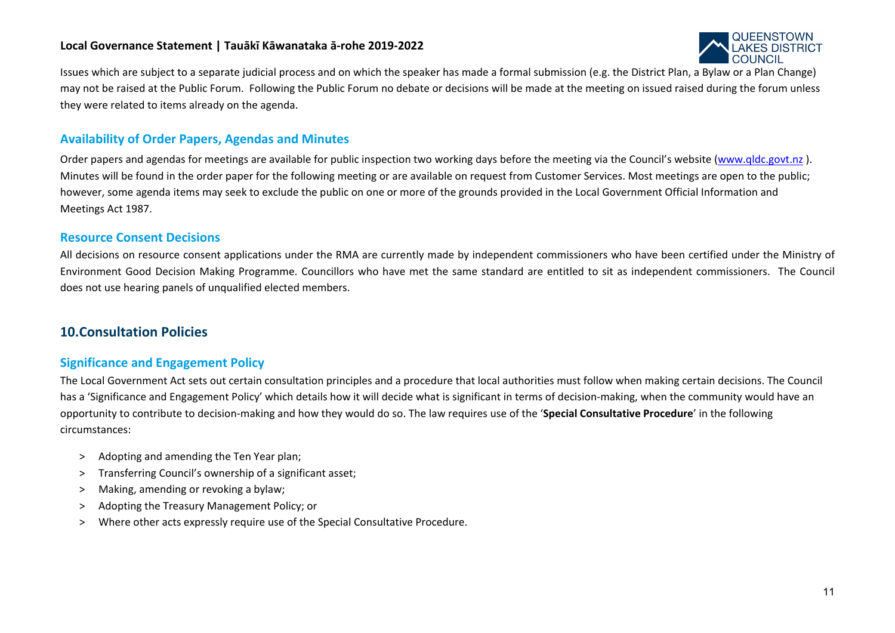Issues which are subject to a separate judicial process and on which the speaker has made a formal submission (e.g. the District Plan, a Bylaw or a Plan Change) may not be raised at the Public Forum. Following the Public Forum no debate or decisions will be made at the meeting on issued raised during the forum unless they were related to items already on the agenda.

### Availability of Order Papers, Agendas and Minutes

Order papers and agendas for meetings are available for public inspection two working days before the meeting via the Council's website (www.qldc.govt.nz ). Minutes will be found in the order paper for the following meeting or are available on request from Customer Services. Most meetings are open to the public; however, some agenda items may seek to exclude the public on one or more of the grounds provided in the Local Government Official Information and Meetings Act 1987.

### Resource Consent Decisions

All decisions on resource consent applications under the RMA are currently made by independent commissioners who have been certified under the Ministry of Environment Good Decision Making Programme. Councillors who have met the same standard are entitled to sit as independent commissioners. The Council does not use hearing panels of unqualified elected members.

## 10.Consultation Policies

### Significance and Engagement Policy

The Local Government Act sets out certain consultation principles and a procedure that local authorities must follow when making certain decisions. The Council has a 'Significance and Engagement Policy' which details how it will decide what is significant in terms of decision-making, when the community would have an opportunity to contribute to decision-making and how they would do so. The law requires use of the '**Special Consultative Procedure**' in the following circumstances:

- Adopting and amending the Ten Year plan;
- Transferring Council's ownership of a significant asset;
- Making, amending or revoking a bylaw;
- Adopting the Treasury Management Policy; or
- Where other acts expressly require use of the Special Consultative Procedure.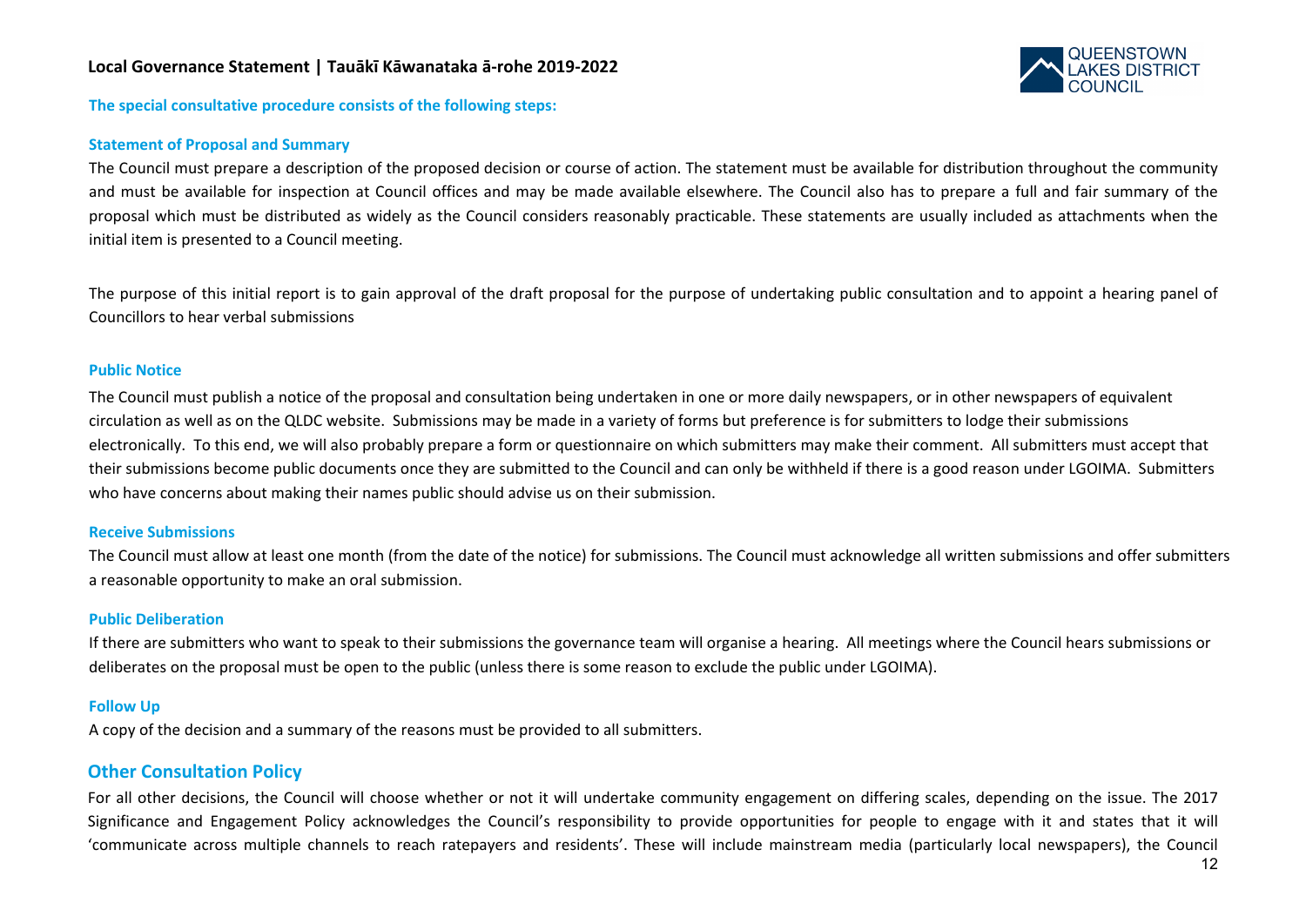**The special consultative procedure consists of the following steps:**

### Statement of Proposal and Summary

The Council must prepare a description of the proposed decision or course of action. The statement must be available for distribution throughout the community and must be available for inspection at Council offices and may be made available elsewhere. The Council also has to prepare a full and fair summary of the proposal which must be distributed as widely as the Council considers reasonably practicable. These statements are usually included as attachments when the initial item is presented to a Council meeting.

The purpose of this initial report is to gain approval of the draft proposal for the purpose of undertaking public consultation and to appoint a hearing panel of Councillors to hear verbal submissions

### Public Notice

The Council must publish a notice of the proposal and consultation being undertaken in one or more daily newspapers, or in other newspapers of equivalent circulation as well as on the QLDC website. Submissions may be made in a variety of forms but preference is for submitters to lodge their submissions electronically. To this end, we will also probably prepare a form or questionnaire on which submitters may make their comment. All submitters must accept that their submissions become public documents once they are submitted to the Council and can only be withheld if there is a good reason under LGOIMA. Submitters who have concerns about making their names public should advise us on their submission.

### Receive Submissions

The Council must allow at least one month (from the date of the notice) for submissions. The Council must acknowledge all written submissions and offer submitters a reasonable opportunity to make an oral submission.

### Public Deliberation

If there are submitters who want to speak to their submissions the governance team will organise a hearing. All meetings where the Council hears submissions or deliberates on the proposal must be open to the public (unless there is some reason to exclude the public under LGOIMA).

### Follow Up

A copy of the decision and a summary of the reasons must be provided to all submitters.

## Other Consultation Policy

For all other decisions, the Council will choose whether or not it will undertake community engagement on differing scales, depending on the issue. The 2017 Significance and Engagement Policy acknowledges the Council's responsibility to provide opportunities for people to engage with it and states that it will 'communicate across multiple channels to reach ratepayers and residents'. These will include mainstream media (particularly local newspapers), the Council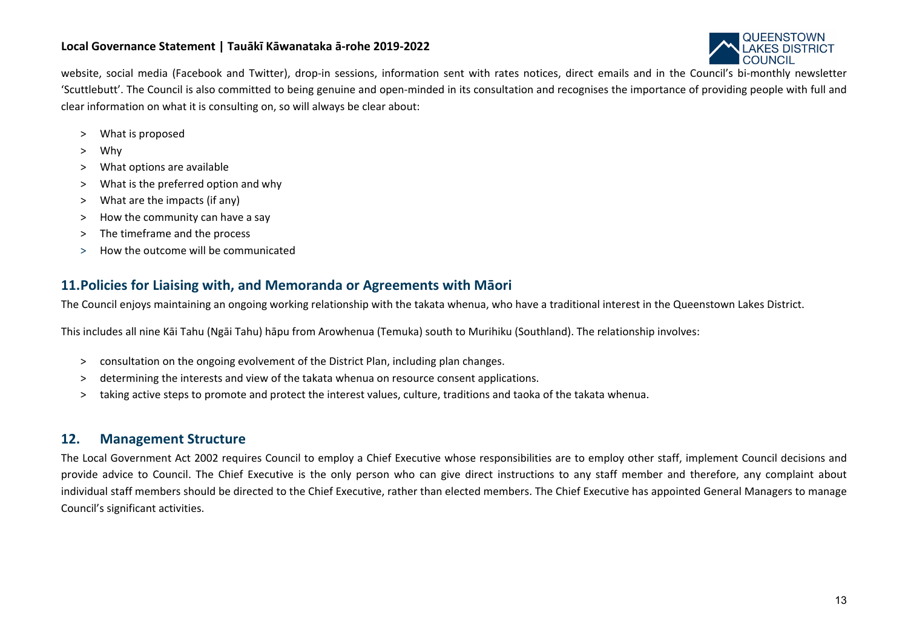website, social media (Facebook and Twitter), drop-in sessions, information sent with rates notices, direct emails and in the Council's bi-monthly newsletter 'Scuttlebutt'. The Council is also committed to being genuine and open-minded in its consultation and recognises the importance of providing people with full and clear information on what it is consulting on, so will always be clear about:

- What is proposed
- Why
- What options are available
- What is the preferred option and why
- What are the impacts (if any)
- How the community can have a say
- The timeframe and the process
- How the outcome will be communicated

## 11. Policies for Liaising with, and Memoranda or Agreements with Māori

The Council enjoys maintaining an ongoing working relationship with the takata whenua, who have a traditional interest in the Queenstown Lakes District.

This includes all nine Kāi Tahu (Ngāi Tahu) hāpu from Arowhenua (Temuka) south to Murihiku (Southland). The relationship involves:

- consultation on the ongoing evolvement of the District Plan, including plan changes.
- determining the interests and view of the takata whenua on resource consent applications.
- taking active steps to promote and protect the interest values, culture, traditions and taoka of the takata whenua.

## 12. Management Structure

The Local Government Act 2002 requires Council to employ a Chief Executive whose responsibilities are to employ other staff, implement Council decisions and provide advice to Council. The Chief Executive is the only person who can give direct instructions to any staff member and therefore, any complaint about individual staff members should be directed to the Chief Executive, rather than elected members. The Chief Executive has appointed General Managers to manage Council's significant activities.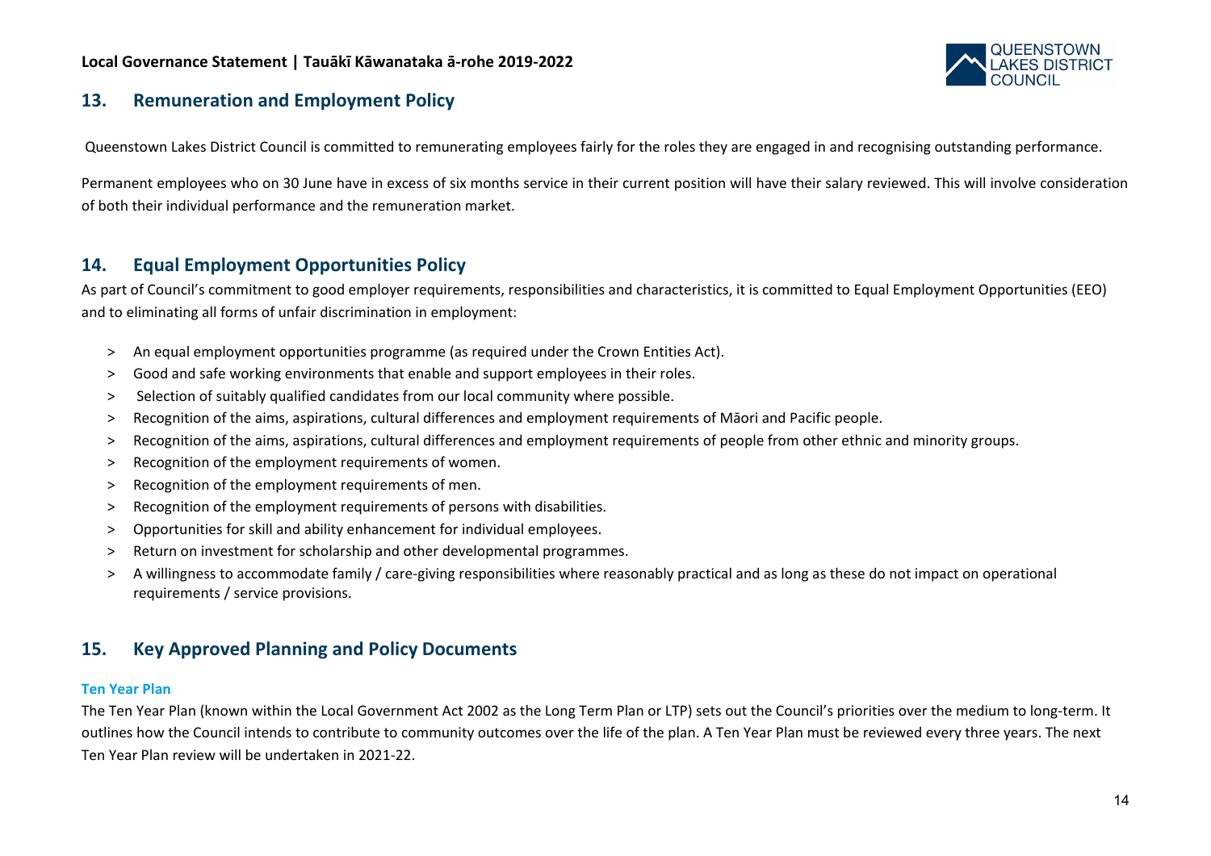## 13. Remuneration and Employment Policy

Queenstown Lakes District Council is committed to remunerating employees fairly for the roles they are engaged in and recognising outstanding performance.

Permanent employees who on 30 June have in excess of six months service in their current position will have their salary reviewed. This will involve consideration of both their individual performance and the remuneration market.

## 14. Equal Employment Opportunities Policy

As part of Council's commitment to good employer requirements, responsibilities and characteristics, it is committed to Equal Employment Opportunities (EEO) and to eliminating all forms of unfair discrimination in employment:

- An equal employment opportunities programme (as required under the Crown Entities Act).
- Good and safe working environments that enable and support employees in their roles.
- Selection of suitably qualified candidates from our local community where possible.
- Recognition of the aims, aspirations, cultural differences and employment requirements of Māori and Pacific people.
- Recognition of the aims, aspirations, cultural differences and employment requirements of people from other ethnic and minority groups.
- Recognition of the employment requirements of women.
- Recognition of the employment requirements of men.
- Recognition of the employment requirements of persons with disabilities.
- Opportunities for skill and ability enhancement for individual employees.
- Return on investment for scholarship and other developmental programmes.
- A willingness to accommodate family / care-giving responsibilities where reasonably practical and as long as these do not impact on operational requirements / service provisions.

## 15. Key Approved Planning and Policy Documents

### Ten Year Plan

The Ten Year Plan (known within the Local Government Act 2002 as the Long Term Plan or LTP) sets out the Council's priorities over the medium to long-term. It outlines how the Council intends to contribute to community outcomes over the life of the plan. A Ten Year Plan must be reviewed every three years. The next Ten Year Plan review will be undertaken in 2021-22.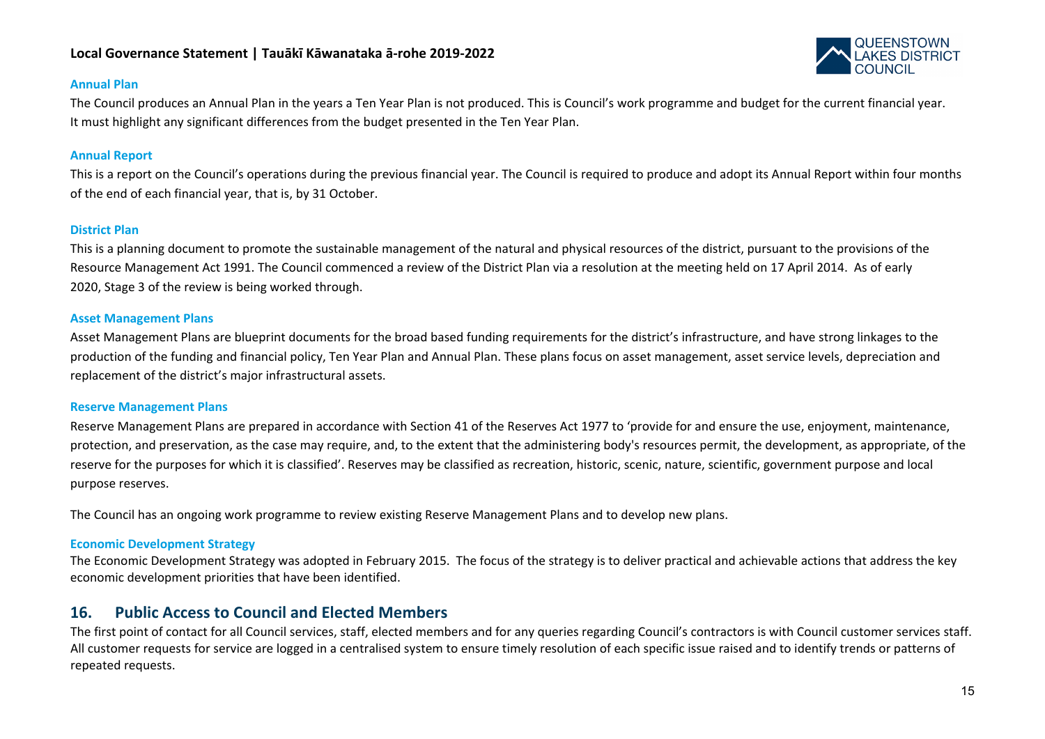### Annual Plan

The Council produces an Annual Plan in the years a Ten Year Plan is not produced. This is Council's work programme and budget for the current financial year. It must highlight any significant differences from the budget presented in the Ten Year Plan.

### Annual Report

This is a report on the Council's operations during the previous financial year. The Council is required to produce and adopt its Annual Report within four months of the end of each financial year, that is, by 31 October.

### District Plan

This is a planning document to promote the sustainable management of the natural and physical resources of the district, pursuant to the provisions of the Resource Management Act 1991. The Council commenced a review of the District Plan via a resolution at the meeting held on 17 April 2014. As of early 2020, Stage 3 of the review is being worked through.

### Asset Management Plans

Asset Management Plans are blueprint documents for the broad based funding requirements for the district's infrastructure, and have strong linkages to the production of the funding and financial policy, Ten Year Plan and Annual Plan. These plans focus on asset management, asset service levels, depreciation and replacement of the district's major infrastructural assets.

### Reserve Management Plans

Reserve Management Plans are prepared in accordance with Section 41 of the Reserves Act 1977 to 'provide for and ensure the use, enjoyment, maintenance, protection, and preservation, as the case may require, and, to the extent that the administering body's resources permit, the development, as appropriate, of the reserve for the purposes for which it is classified'. Reserves may be classified as recreation, historic, scenic, nature, scientific, government purpose and local purpose reserves.

The Council has an ongoing work programme to review existing Reserve Management Plans and to develop new plans.

### Economic Development Strategy

The Economic Development Strategy was adopted in February 2015. The focus of the strategy is to deliver practical and achievable actions that address the key economic development priorities that have been identified.

## 16. Public Access to Council and Elected Members

The first point of contact for all Council services, staff, elected members and for any queries regarding Council's contractors is with Council customer services staff. All customer requests for service are logged in a centralised system to ensure timely resolution of each specific issue raised and to identify trends or patterns of repeated requests.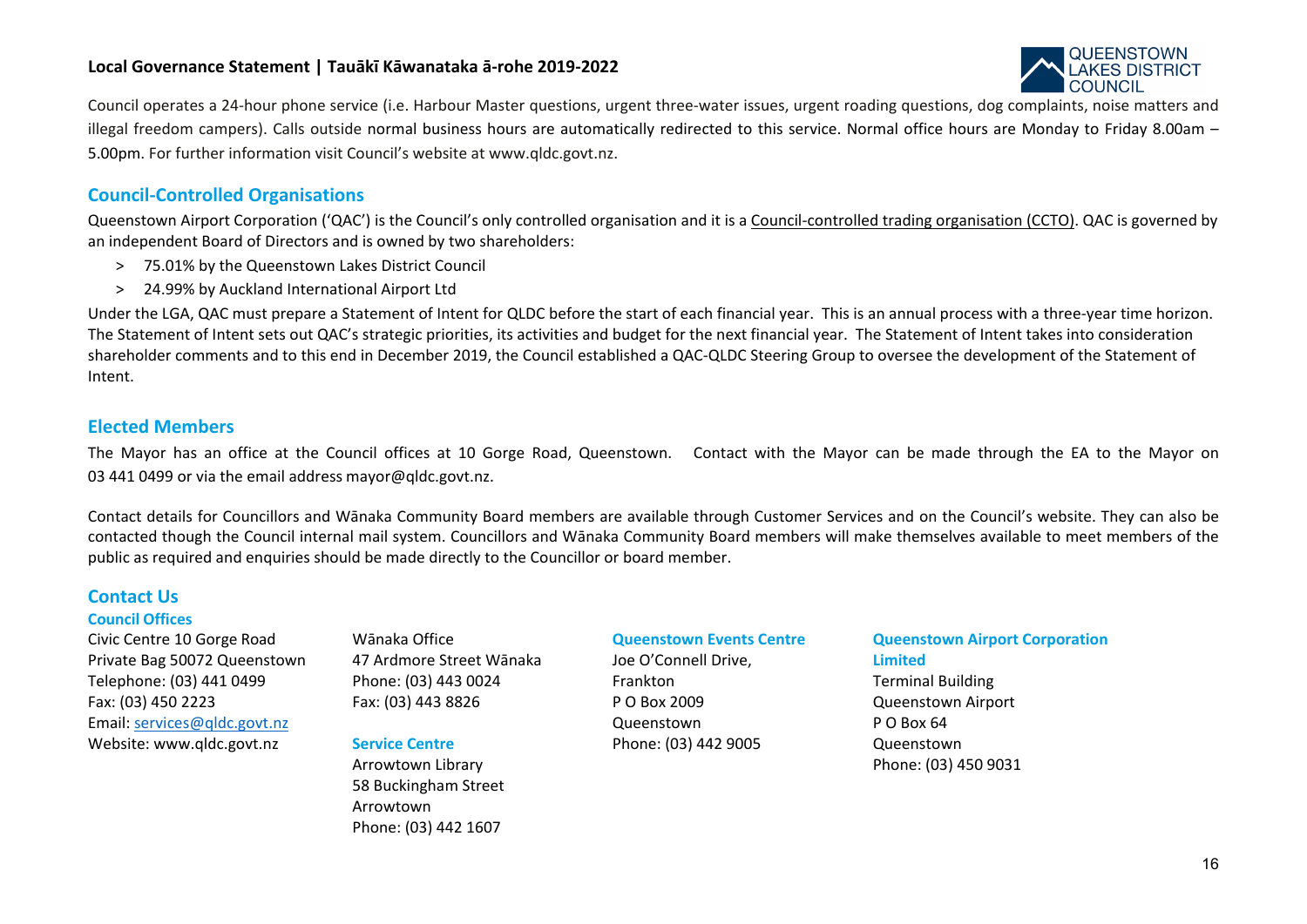Council operates a 24-hour phone service (i.e. Harbour Master questions, urgent three-water issues, urgent roading questions, dog complaints, noise matters and illegal freedom campers). Calls outside normal business hours are automatically redirected to this service. Normal office hours are Monday to Friday 8.00am – 5.00pm. For further information visit Council's website at www.qldc.govt.nz.

## Council-Controlled Organisations

Queenstown Airport Corporation ('QAC') is the Council's only controlled organisation and it is a Council-controlled trading organisation (CCTO). QAC is governed by an independent Board of Directors and is owned by two shareholders:

> 75.01% by the Queenstown Lakes District Council
> 24.99% by Auckland International Airport Ltd

Under the LGA, QAC must prepare a Statement of Intent for QLDC before the start of each financial year. This is an annual process with a three-year time horizon. The Statement of Intent sets out QAC's strategic priorities, its activities and budget for the next financial year. The Statement of Intent takes into consideration shareholder comments and to this end in December 2019, the Council established a QAC-QLDC Steering Group to oversee the development of the Statement of Intent.

## Elected Members

The Mayor has an office at the Council offices at 10 Gorge Road, Queenstown. Contact with the Mayor can be made through the EA to the Mayor on 03 441 0499 or via the email address mayor@qldc.govt.nz.

Contact details for Councillors and Wānaka Community Board members are available through Customer Services and on the Council's website. They can also be contacted though the Council internal mail system. Councillors and Wānaka Community Board members will make themselves available to meet members of the public as required and enquiries should be made directly to the Councillor or board member.

## Contact Us

### Council Offices

Civic Centre 10 Gorge Road
Private Bag 50072 Queenstown
Telephone: (03) 441 0499
Fax: (03) 450 2223
Email: services@qldc.govt.nz
Website: www.qldc.govt.nz

Wānaka Office
47 Ardmore Street Wānaka
Phone: (03) 443 0024
Fax: (03) 443 8826

### Service Centre

Arrowtown Library
58 Buckingham Street
Arrowtown
Phone: (03) 442 1607

### Queenstown Events Centre

Joe O'Connell Drive,
Frankton
P O Box 2009
Queenstown
Phone: (03) 442 9005

### Queenstown Airport Corporation Limited

Terminal Building
Queenstown Airport
P O Box 64
Queenstown
Phone: (03) 450 9031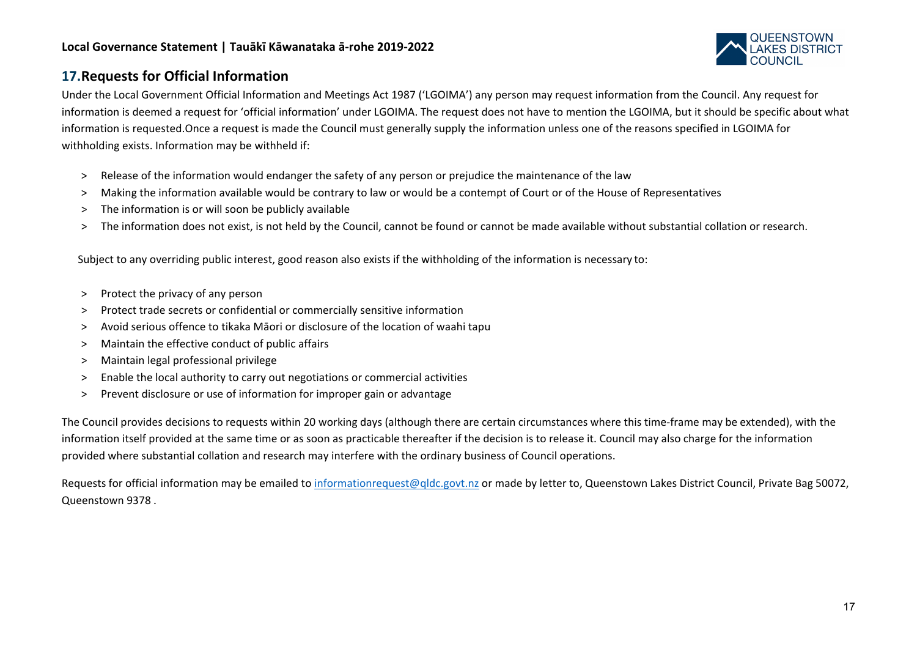## 17. Requests for Official Information

Under the Local Government Official Information and Meetings Act 1987 ('LGOIMA') any person may request information from the Council. Any request for information is deemed a request for 'official information' under LGOIMA. The request does not have to mention the LGOIMA, but it should be specific about what information is requested.Once a request is made the Council must generally supply the information unless one of the reasons specified in LGOIMA for withholding exists. Information may be withheld if:

- Release of the information would endanger the safety of any person or prejudice the maintenance of the law
- Making the information available would be contrary to law or would be a contempt of Court or of the House of Representatives
- The information is or will soon be publicly available
- The information does not exist, is not held by the Council, cannot be found or cannot be made available without substantial collation or research.

Subject to any overriding public interest, good reason also exists if the withholding of the information is necessary to:

- Protect the privacy of any person
- Protect trade secrets or confidential or commercially sensitive information
- Avoid serious offence to tikaka Māori or disclosure of the location of waahi tapu
- Maintain the effective conduct of public affairs
- Maintain legal professional privilege
- Enable the local authority to carry out negotiations or commercial activities
- Prevent disclosure or use of information for improper gain or advantage

The Council provides decisions to requests within 20 working days (although there are certain circumstances where this time-frame may be extended), with the information itself provided at the same time or as soon as practicable thereafter if the decision is to release it. Council may also charge for the information provided where substantial collation and research may interfere with the ordinary business of Council operations.

Requests for official information may be emailed to informationrequest@qldc.govt.nz or made by letter to, Queenstown Lakes District Council, Private Bag 50072, Queenstown 9378 .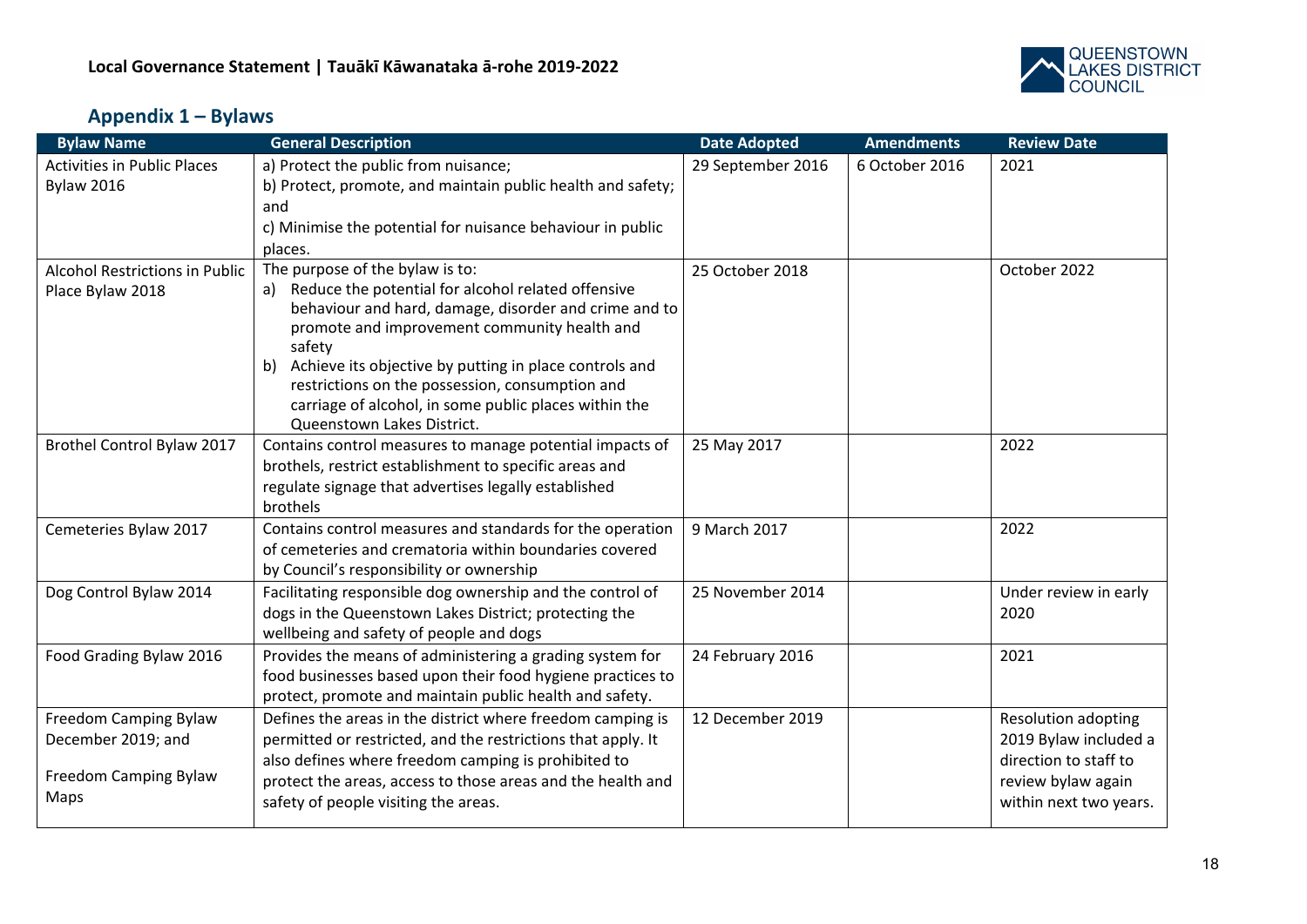## Appendix 1 – Bylaws

| Bylaw Name | General Description | Date Adopted | Amendments | Review Date |
|---|---|---|---|---|
| Activities in Public Places Bylaw 2016 | a) Protect the public from nuisance;<br>b) Protect, promote, and maintain public health and safety; and<br>c) Minimise the potential for nuisance behaviour in public places. | 29 September 2016 | 6 October 2016 | 2021 |
| Alcohol Restrictions in Public Place Bylaw 2018 | The purpose of the bylaw is to:<br>a) Reduce the potential for alcohol related offensive behaviour and hard, damage, disorder and crime and to promote and improvement community health and safety<br>b) Achieve its objective by putting in place controls and restrictions on the possession, consumption and carriage of alcohol, in some public places within the Queenstown Lakes District. | 25 October 2018 | | October 2022 |
| Brothel Control Bylaw 2017 | Contains control measures to manage potential impacts of brothels, restrict establishment to specific areas and regulate signage that advertises legally established brothels | 25 May 2017 | | 2022 |
| Cemeteries Bylaw 2017 | Contains control measures and standards for the operation of cemeteries and crematoria within boundaries covered by Council's responsibility or ownership | 9 March 2017 | | 2022 |
| Dog Control Bylaw 2014 | Facilitating responsible dog ownership and the control of dogs in the Queenstown Lakes District; protecting the wellbeing and safety of people and dogs | 25 November 2014 | | Under review in early 2020 |
| Food Grading Bylaw 2016 | Provides the means of administering a grading system for food businesses based upon their food hygiene practices to protect, promote and maintain public health and safety. | 24 February 2016 | | 2021 |
| Freedom Camping Bylaw December 2019; and<br><br>Freedom Camping Bylaw Maps | Defines the areas in the district where freedom camping is permitted or restricted, and the restrictions that apply. It also defines where freedom camping is prohibited to protect the areas, access to those areas and the health and safety of people visiting the areas. | 12 December 2019 | | Resolution adopting 2019 Bylaw included a direction to staff to review bylaw again within next two years. |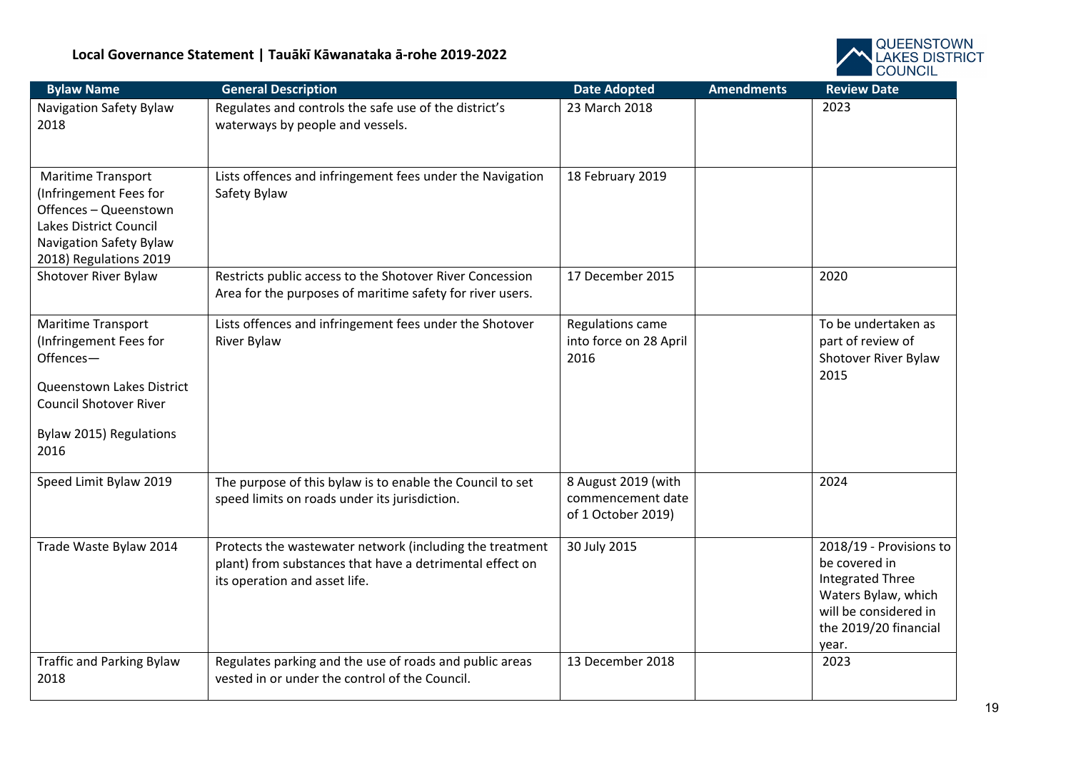| Bylaw Name | General Description | Date Adopted | Amendments | Review Date |
|---|---|---|---|---|
| Navigation Safety Bylaw 2018 | Regulates and controls the safe use of the district's waterways by people and vessels. | 23 March 2018 | | 2023 |
| Maritime Transport (Infringement Fees for Offences – Queenstown Lakes District Council Navigation Safety Bylaw 2018) Regulations 2019 | Lists offences and infringement fees under the Navigation Safety Bylaw | 18 February 2019 | | |
| Shotover River Bylaw | Restricts public access to the Shotover River Concession Area for the purposes of maritime safety for river users. | 17 December 2015 | | 2020 |
| Maritime Transport (Infringement Fees for Offences— Queenstown Lakes District Council Shotover River Bylaw 2015) Regulations 2016 | Lists offences and infringement fees under the Shotover River Bylaw | Regulations came into force on 28 April 2016 | | To be undertaken as part of review of Shotover River Bylaw 2015 |
| Speed Limit Bylaw 2019 | The purpose of this bylaw is to enable the Council to set speed limits on roads under its jurisdiction. | 8 August 2019 (with commencement date of 1 October 2019) | | 2024 |
| Trade Waste Bylaw 2014 | Protects the wastewater network (including the treatment plant) from substances that have a detrimental effect on its operation and asset life. | 30 July 2015 | | 2018/19 - Provisions to be covered in Integrated Three Waters Bylaw, which will be considered in the 2019/20 financial year. |
| Traffic and Parking Bylaw 2018 | Regulates parking and the use of roads and public areas vested in or under the control of the Council. | 13 December 2018 | | 2023 |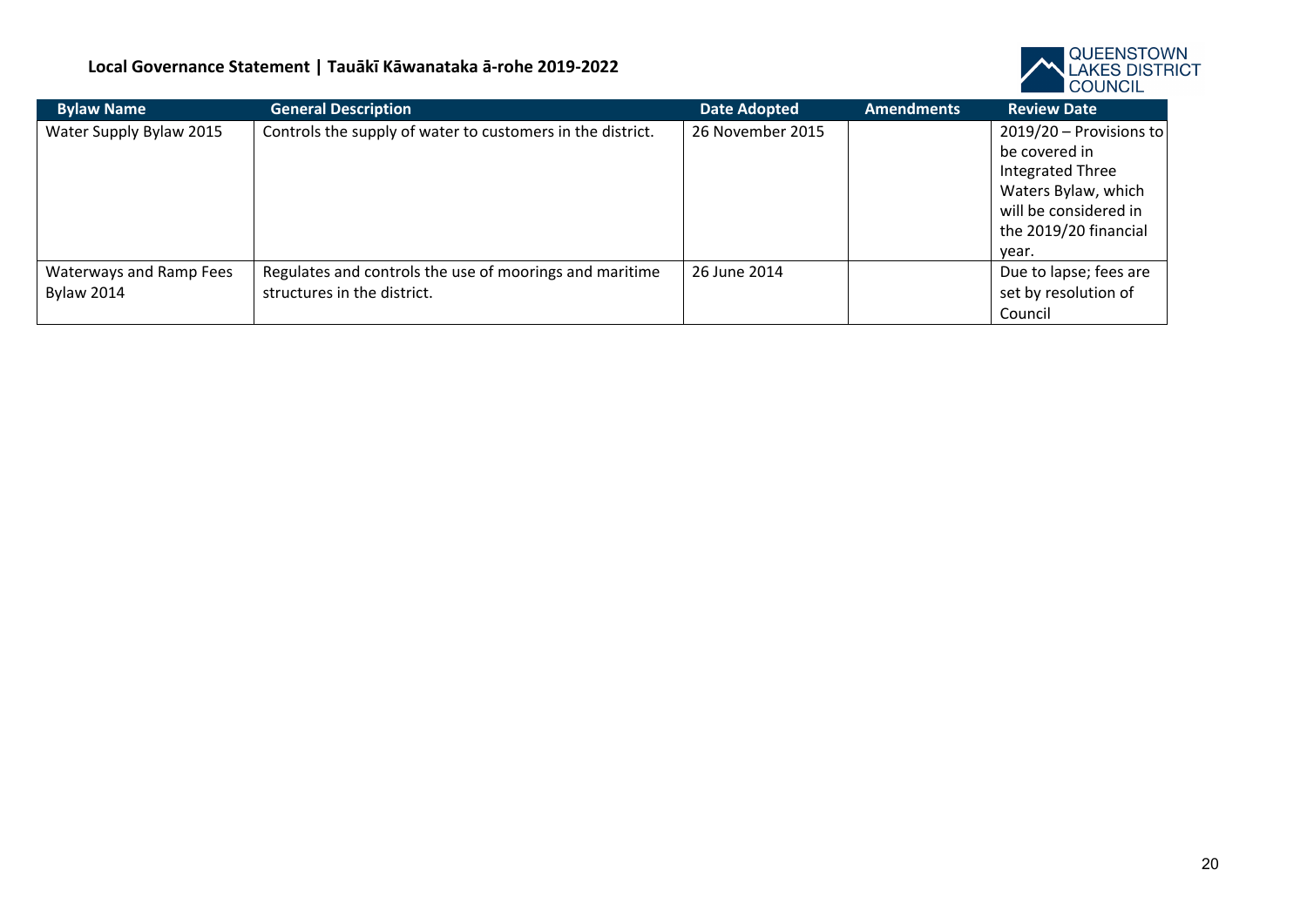| Bylaw Name | General Description | Date Adopted | Amendments | Review Date |
| --- | --- | --- | --- | --- |
| Water Supply Bylaw 2015 | Controls the supply of water to customers in the district. | 26 November 2015 | | 2019/20 – Provisions to be covered in Integrated Three Waters Bylaw, which will be considered in the 2019/20 financial year. |
| Waterways and Ramp Fees Bylaw 2014 | Regulates and controls the use of moorings and maritime structures in the district. | 26 June 2014 | | Due to lapse; fees are set by resolution of Council |